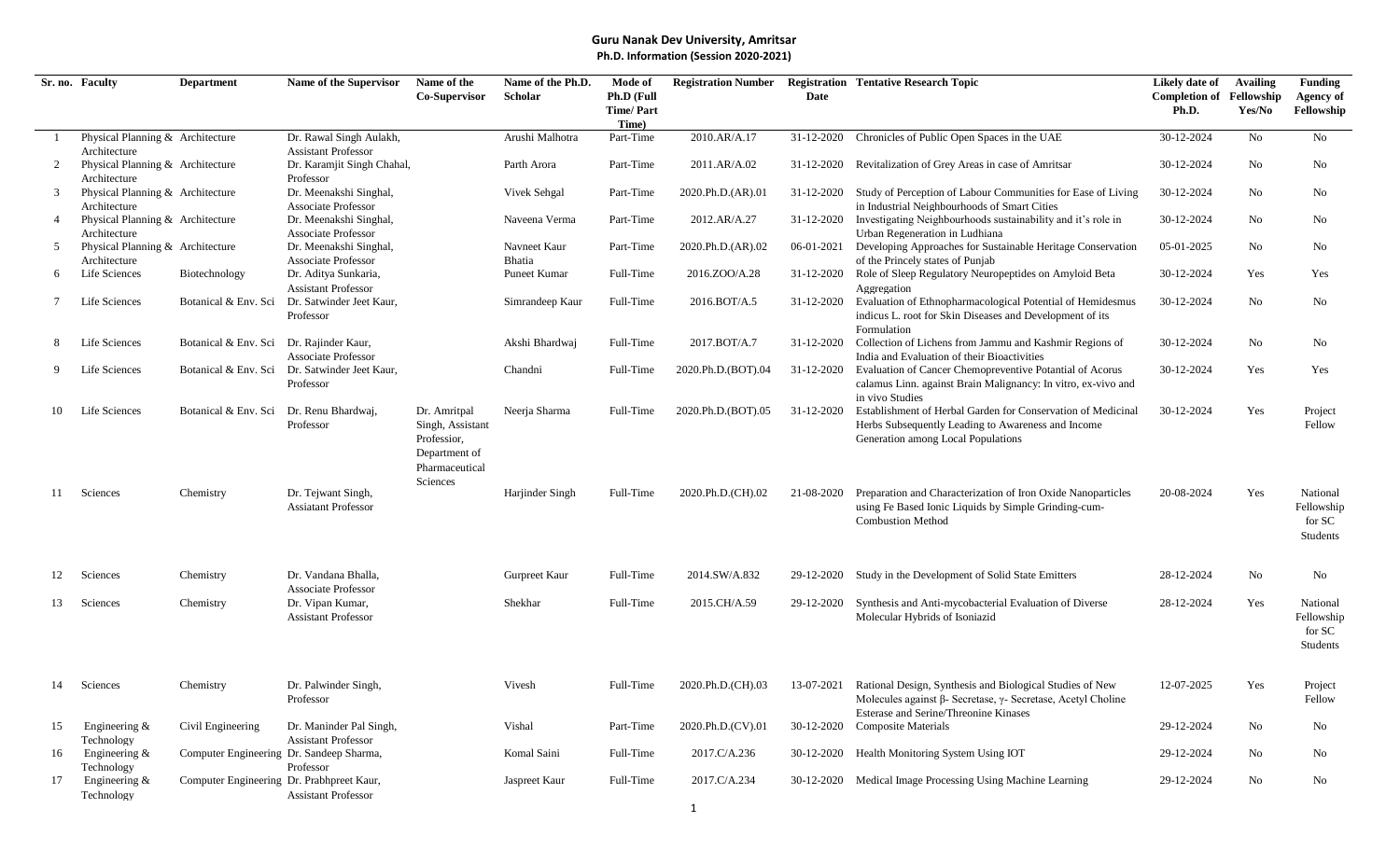**Guru Nanak Dev University, Amritsar**

**Ph.D. Information (Session 2020-2021)**

| Sr. no. | Faculty | Department | Name of the Supervisor | Name of the Co-Supervisor | Name of the Ph.D. Scholar | Mode of Ph.D (Full Time/ Part Time) | Registration Number | Registration Date | Tentative Research Topic | Likely date of Completion of Ph.D. | Availing Fellowship Yes/No | Funding Agency of Fellowship |
|---|---|---|---|---|---|---|---|---|---|---|---|---|
| 1 | Physical Planning & Architecture | Architecture | Dr. Rawal Singh Aulakh, Assistant Professor | | Arushi Malhotra | Part-Time | 2010.AR/A.17 | 31-12-2020 | Chronicles of Public Open Spaces in the UAE | 30-12-2024 | No | No |
| 2 | Physical Planning & Architecture | Architecture | Dr. Karamjit Singh Chahal, Professor | | Parth Arora | Part-Time | 2011.AR/A.02 | 31-12-2020 | Revitalization of Grey Areas in case of Amritsar | 30-12-2024 | No | No |
| 3 | Physical Planning & Architecture | Architecture | Dr. Meenakshi Singhal, Associate Professor | | Vivek Sehgal | Part-Time | 2020.Ph.D.(AR).01 | 31-12-2020 | Study of Perception of Labour Communities for Ease of Living in Industrial Neighbourhoods of Smart Cities | 30-12-2024 | No | No |
| 4 | Physical Planning & Architecture | Architecture | Dr. Meenakshi Singhal, Associate Professor | | Naveena Verma | Part-Time | 2012.AR/A.27 | 31-12-2020 | Investigating Neighbourhoods sustainability and it's role in Urban Regeneration in Ludhiana | 30-12-2024 | No | No |
| 5 | Physical Planning & Architecture | Architecture | Dr. Meenakshi Singhal, Associate Professor | | Navneet Kaur Bhatia | Part-Time | 2020.Ph.D.(AR).02 | 06-01-2021 | Developing Approaches for Sustainable Heritage Conservation of the Princely states of Punjab | 05-01-2025 | No | No |
| 6 | Life Sciences | Biotechnology | Dr. Aditya Sunkaria, Assistant Professor | | Puneet Kumar | Full-Time | 2016.ZOO/A.28 | 31-12-2020 | Role of Sleep Regulatory Neuropeptides on Amyloid Beta Aggregation | 30-12-2024 | Yes | Yes |
| 7 | Life Sciences | Botanical & Env. Sci | Dr. Satwinder Jeet Kaur, Professor | | Simrandeep Kaur | Full-Time | 2016.BOT/A.5 | 31-12-2020 | Evaluation of Ethnopharmacological Potential of Hemidesmus indicus L. root for Skin Diseases and Development of its Formulation | 30-12-2024 | No | No |
| 8 | Life Sciences | Botanical & Env. Sci | Dr. Rajinder Kaur, Associate Professor | | Akshi Bhardwaj | Full-Time | 2017.BOT/A.7 | 31-12-2020 | Collection of Lichens from Jammu and Kashmir Regions of India and Evaluation of their Bioactivities | 30-12-2024 | No | No |
| 9 | Life Sciences | Botanical & Env. Sci | Dr. Satwinder Jeet Kaur, Professor | | Chandni | Full-Time | 2020.Ph.D.(BOT).04 | 31-12-2020 | Evaluation of Cancer Chemopreventive Potential of Acorus calamus Linn. against Brain Malignancy: In vitro, ex-vivo and in vivo Studies | 30-12-2024 | Yes | Yes |
| 10 | Life Sciences | Botanical & Env. Sci | Dr. Renu Bhardwaj, Professor | Dr. Amritpal Singh, Assistant Professior, Department of Pharmaceutical Sciences | Neerja Sharma | Full-Time | 2020.Ph.D.(BOT).05 | 31-12-2020 | Establishment of Herbal Garden for Conservation of Medicinal Herbs Subsequently Leading to Awareness and Income Generation among Local Populations | 30-12-2024 | Yes | Project Fellow |
| 11 | Sciences | Chemistry | Dr. Tejwant Singh, Assiatant Professor | | Harjinder Singh | Full-Time | 2020.Ph.D.(CH).02 | 21-08-2020 | Preparation and Characterization of Iron Oxide Nanoparticles using Fe Based Ionic Liquids by Simple Grinding-cum-Combustion Method | 20-08-2024 | Yes | National Fellowship for SC Students |
| 12 | Sciences | Chemistry | Dr. Vandana Bhalla, Associate Professor | | Gurpreet Kaur | Full-Time | 2014.SW/A.832 | 29-12-2020 | Study in the Development of Solid State Emitters | 28-12-2024 | No | No |
| 13 | Sciences | Chemistry | Dr. Vipan Kumar, Assistant Professor | | Shekhar | Full-Time | 2015.CH/A.59 | 29-12-2020 | Synthesis and Anti-mycobacterial Evaluation of Diverse Molecular Hybrids of Isoniazid | 28-12-2024 | Yes | National Fellowship for SC Students |
| 14 | Sciences | Chemistry | Dr. Palwinder Singh, Professor | | Vivesh | Full-Time | 2020.Ph.D.(CH).03 | 13-07-2021 | Rational Design, Synthesis and Biological Studies of New Molecules against β- Secretase, γ- Secretase, Acetyl Choline Esterase and Serine/Threonine Kinases | 12-07-2025 | Yes | Project Fellow |
| 15 | Engineering & Technology | Civil Engineering | Dr. Maninder Pal Singh, Assistant Professor | | Vishal | Part-Time | 2020.Ph.D.(CV).01 | 30-12-2020 | Composite Materials | 29-12-2024 | No | No |
| 16 | Engineering & Technology | Computer Engineering | Dr. Sandeep Sharma, Professor | | Komal Saini | Full-Time | 2017.C/A.236 | 30-12-2020 | Health Monitoring System Using IOT | 29-12-2024 | No | No |
| 17 | Engineering & Technology | Computer Engineering | Dr. Prabhpreet Kaur, Assistant Professor | | Jaspreet Kaur | Full-Time | 2017.C/A.234 | 30-12-2020 | Medical Image Processing Using Machine Learning | 29-12-2024 | No | No |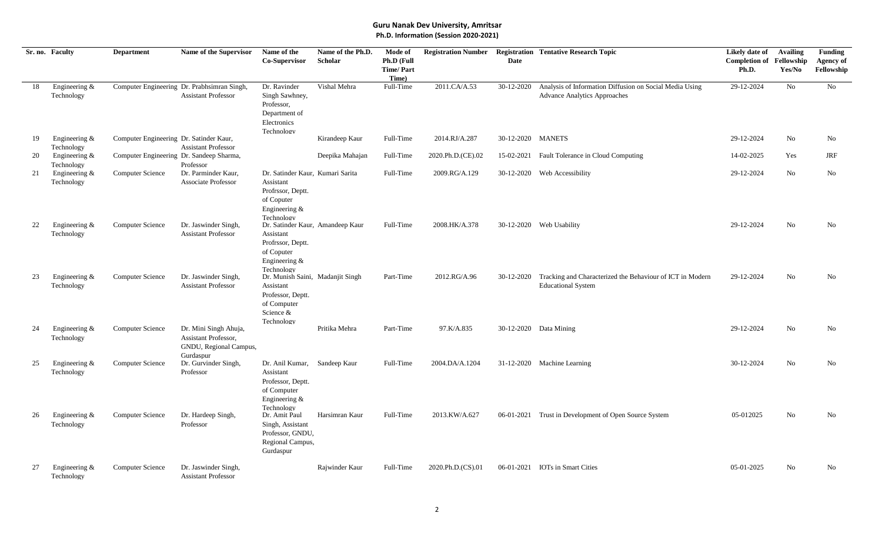**Guru Nanak Dev University, Amritsar**
**Ph.D. Information (Session 2020-2021)**

| Sr. no. | Faculty | Department | Name of the Supervisor | Name of the Co-Supervisor | Name of the Ph.D. Scholar | Mode of Ph.D (Full Time/ Part Time) | Registration Number | Registration Date | Tentative Research Topic | Likely date of Completion of Ph.D. | Availing Fellowship Yes/No | Funding Agency of Fellowship |
|---|---|---|---|---|---|---|---|---|---|---|---|---|
| 18 | Engineering & Technology | Computer Engineering | Dr. Prabhsimran Singh, Assistant Professor | Dr. Ravinder Singh Sawhney, Professor, Department of Electronics Technology | Vishal Mehra | Full-Time | 2011.CA/A.53 | 30-12-2020 | Analysis of Information Diffusion on Social Media Using Advance Analytics Approaches | 29-12-2024 | No | No |
| 19 | Engineering & Technology | Computer Engineering | Dr. Satinder Kaur, Assistant Professor | | Kirandeep Kaur | Full-Time | 2014.RJ/A.287 | 30-12-2020 | MANETS | 29-12-2024 | No | No |
| 20 | Engineering & Technology | Computer Engineering | Dr. Sandeep Sharma, Professor | | Deepika Mahajan | Full-Time | 2020.Ph.D.(CE).02 | 15-02-2021 | Fault Tolerance in Cloud Computing | 14-02-2025 | Yes | JRF |
| 21 | Engineering & Technology | Computer Science | Dr. Parminder Kaur, Associate Professor | Dr. Satinder Kaur, Assistant Profrssor, Deptt. of Coputer Engineering & Technology | Kumari Sarita | Full-Time | 2009.RG/A.129 | 30-12-2020 | Web Accessibility | 29-12-2024 | No | No |
| 22 | Engineering & Technology | Computer Science | Dr. Jaswinder Singh, Assistant Professor | Dr. Satinder Kaur, Assistant Profrssor, Deptt. of Coputer Engineering & Technology | Amandeep Kaur | Full-Time | 2008.HK/A.378 | 30-12-2020 | Web Usability | 29-12-2024 | No | No |
| 23 | Engineering & Technology | Computer Science | Dr. Jaswinder Singh, Assistant Professor | Dr. Munish Saini, Assistant Professor, Deptt. of Computer Science & Technology | Madanjit Singh | Part-Time | 2012.RG/A.96 | 30-12-2020 | Tracking and Characterized the Behaviour of ICT in Modern Educational System | 29-12-2024 | No | No |
| 24 | Engineering & Technology | Computer Science | Dr. Mini Singh Ahuja, Assistant Professor, GNDU, Regional Campus, Gurdaspur | | Pritika Mehra | Part-Time | 97.K/A.835 | 30-12-2020 | Data Mining | 29-12-2024 | No | No |
| 25 | Engineering & Technology | Computer Science | Dr. Gurvinder Singh, Professor | Dr. Anil Kumar, Assistant Professor, Deptt. of Computer Engineering & Technology | Sandeep Kaur | Full-Time | 2004.DA/A.1204 | 31-12-2020 | Machine Learning | 30-12-2024 | No | No |
| 26 | Engineering & Technology | Computer Science | Dr. Hardeep Singh, Professor | Dr. Amit Paul Singh, Assistant Professor, GNDU, Regional Campus, Gurdaspur | Harsimran Kaur | Full-Time | 2013.KW/A.627 | 06-01-2021 | Trust in Development of Open Source System | 05-012025 | No | No |
| 27 | Engineering & Technology | Computer Science | Dr. Jaswinder Singh, Assistant Professor | | Rajwinder Kaur | Full-Time | 2020.Ph.D.(CS).01 | 06-01-2021 | IOTs in Smart Cities | 05-01-2025 | No | No |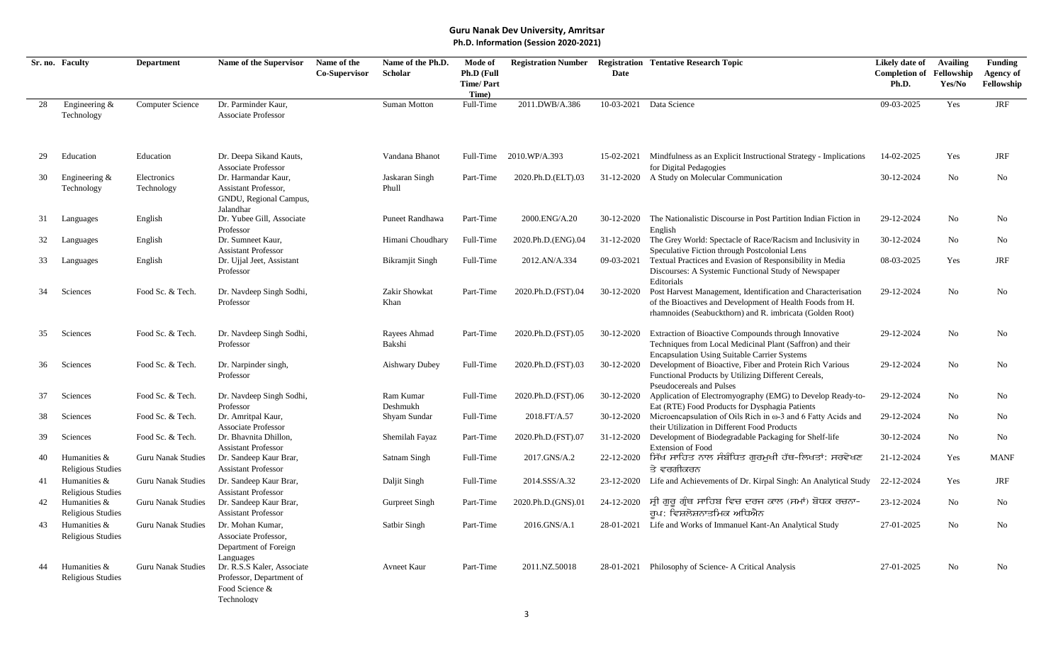**Guru Nanak Dev University, Amritsar**
**Ph.D. Information (Session 2020-2021)**

| Sr. no. | Faculty | Department | Name of the Supervisor | Name of the Co-Supervisor | Name of the Ph.D. Scholar | Mode of Ph.D (Full Time/ Part Time) | Registration Number | Registration Date | Tentative Research Topic | Likely date of Completion of Ph.D. | Availing Fellowship Yes/No | Funding Agency of Fellowship |
|---|---|---|---|---|---|---|---|---|---|---|---|---|
| 28 | Engineering & Technology | Computer Science | Dr. Parminder Kaur, Associate Professor | | Suman Motton | Full-Time | 2011.DWB/A.386 | 10-03-2021 | Data Science | 09-03-2025 | Yes | JRF |
| 29 | Education | Education | Dr. Deepa Sikand Kauts, Associate Professor | | Vandana Bhanot | Full-Time | 2010.WP/A.393 | 15-02-2021 | Mindfulness as an Explicit Instructional Strategy - Implications for Digital Pedagogies | 14-02-2025 | Yes | JRF |
| 30 | Engineering & Technology | Electronics Technology | Dr. Harmandar Kaur, Assistant Professor, GNDU, Regional Campus, Jalandhar | | Jaskaran Singh Phull | Part-Time | 2020.Ph.D.(ELT).03 | 31-12-2020 | A Study on Molecular Communication | 30-12-2024 | No | No |
| 31 | Languages | English | Dr. Yubee Gill, Associate Professor | | Puneet Randhawa | Part-Time | 2000.ENG/A.20 | 30-12-2020 | The Nationalistic Discourse in Post Partition Indian Fiction in English | 29-12-2024 | No | No |
| 32 | Languages | English | Dr. Sumneet Kaur, Assistant Professor | | Himani Choudhary | Full-Time | 2020.Ph.D.(ENG).04 | 31-12-2020 | The Grey World: Spectacle of Race/Racism and Inclusivity in Speculative Fiction through Postcolonial Lens | 30-12-2024 | No | No |
| 33 | Languages | English | Dr. Ujjal Jeet, Assistant Professor | | Bikramjit Singh | Full-Time | 2012.AN/A.334 | 09-03-2021 | Textual Practices and Evasion of Responsibility in Media Discourses: A Systemic Functional Study of Newspaper Editorials | 08-03-2025 | Yes | JRF |
| 34 | Sciences | Food Sc. & Tech. | Dr. Navdeep Singh Sodhi, Professor | | Zakir Showkat Khan | Part-Time | 2020.Ph.D.(FST).04 | 30-12-2020 | Post Harvest Management, Identification and Characterisation of the Bioactives and Development of Health Foods from H. rhamnoides (Seabuckthorn) and R. imbricata (Golden Root) | 29-12-2024 | No | No |
| 35 | Sciences | Food Sc. & Tech. | Dr. Navdeep Singh Sodhi, Professor | | Rayees Ahmad Bakshi | Part-Time | 2020.Ph.D.(FST).05 | 30-12-2020 | Extraction of Bioactive Compounds through Innovative Techniques from Local Medicinal Plant (Saffron) and their Encapsulation Using Suitable Carrier Systems | 29-12-2024 | No | No |
| 36 | Sciences | Food Sc. & Tech. | Dr. Narpinder singh, Professor | | Aishwary Dubey | Full-Time | 2020.Ph.D.(FST).03 | 30-12-2020 | Development of Bioactive, Fiber and Protein Rich Various Functional Products by Utilizing Different Cereals, Pseudocereals and Pulses | 29-12-2024 | No | No |
| 37 | Sciences | Food Sc. & Tech. | Dr. Navdeep Singh Sodhi, Professor | | Ram Kumar Deshmukh | Full-Time | 2020.Ph.D.(FST).06 | 30-12-2020 | Application of Electromyography (EMG) to Develop Ready-to-Eat (RTE) Food Products for Dysphagia Patients | 29-12-2024 | No | No |
| 38 | Sciences | Food Sc. & Tech. | Dr. Amritpal Kaur, Associate Professor | | Shyam Sundar | Full-Time | 2018.FT/A.57 | 30-12-2020 | Microencapsulation of Oils Rich in ω-3 and 6 Fatty Acids and their Utilization in Different Food Products | 29-12-2024 | No | No |
| 39 | Sciences | Food Sc. & Tech. | Dr. Bhavnita Dhillon, Assistant Professor | | Shemilah Fayaz | Part-Time | 2020.Ph.D.(FST).07 | 31-12-2020 | Development of Biodegradable Packaging for Shelf-life Extension of Food | 30-12-2024 | No | No |
| 40 | Humanities & Religious Studies | Guru Nanak Studies | Dr. Sandeep Kaur Brar, Assistant Professor | | Satnam Singh | Full-Time | 2017.GNS/A.2 | 22-12-2020 | ਸਿੱਖ ਸਾਹਿਤ ਨਾਲ ਸੰਬੰਧਿਤ ਗੁਰਮੁਖੀ ਹੱਥ-ਲਿਖਤਾਂ: ਸਰਵੇਖਣ ਤੇ ਵਰਗੀਕਰਨ | 21-12-2024 | Yes | MANF |
| 41 | Humanities & Religious Studies | Guru Nanak Studies | Dr. Sandeep Kaur Brar, Assistant Professor | | Daljit Singh | Full-Time | 2014.SSS/A.32 | 23-12-2020 | Life and Achievements of Dr. Kirpal Singh: An Analytical Study | 22-12-2024 | Yes | JRF |
| 42 | Humanities & Religious Studies | Guru Nanak Studies | Dr. Sandeep Kaur Brar, Assistant Professor | | Gurpreet Singh | Part-Time | 2020.Ph.D.(GNS).01 | 24-12-2020 | ਸ੍ਰੀ ਗੁਰੂ ਗ੍ਰੰਥ ਸਾਹਿਬ ਵਿਚ ਦਰਜ ਕਾਲ (ਸਮਾਂ) ਬੋਧਕ ਰਚਨਾ-ਰੂਪ: ਵਿਸ਼ਲੇਸ਼ਨਾਤਮਿਕ ਅਧਿਐਨ | 23-12-2024 | No | No |
| 43 | Humanities & Religious Studies | Guru Nanak Studies | Dr. Mohan Kumar, Associate Professor, Department of Foreign Languages | | Satbir Singh | Part-Time | 2016.GNS/A.1 | 28-01-2021 | Life and Works of Immanuel Kant-An Analytical Study | 27-01-2025 | No | No |
| 44 | Humanities & Religious Studies | Guru Nanak Studies | Dr. R.S.S Kaler, Associate Professor, Department of Food Science & Technology | | Avneet Kaur | Part-Time | 2011.NZ.50018 | 28-01-2021 | Philosophy of Science- A Critical Analysis | 27-01-2025 | No | No |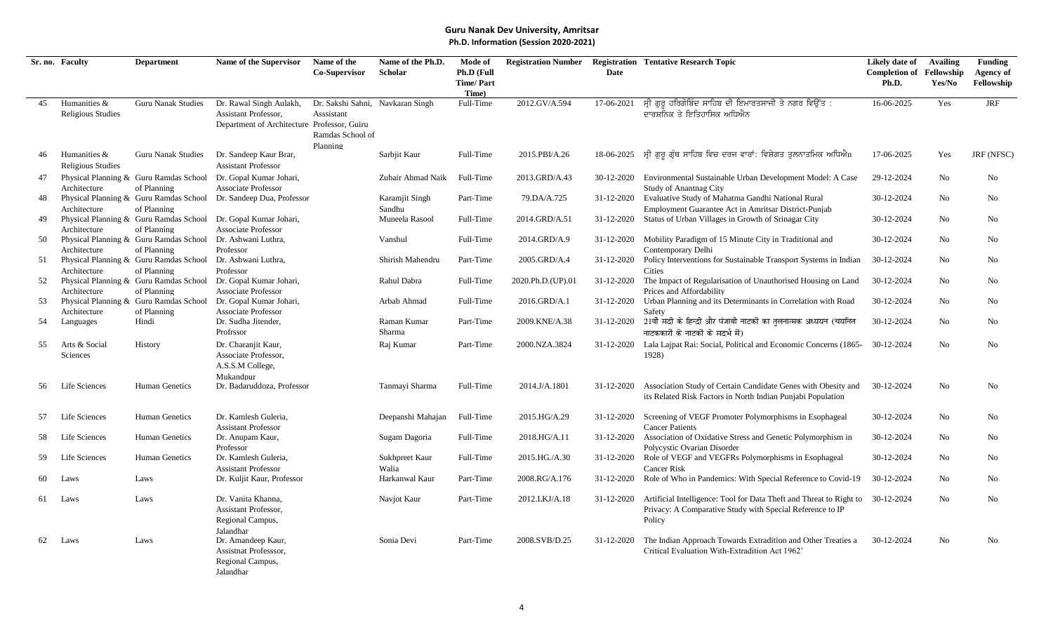## Guru Nanak Dev University, Amritsar
### Ph.D. Information (Session 2020-2021)

| Sr. no. | Faculty | Department | Name of the Supervisor | Name of the Co-Supervisor | Name of the Ph.D. Scholar | Mode of Ph.D (Full Time/ Part Time) | Registration Number | Registration Date | Tentative Research Topic | Likely date of Completion of Ph.D. | Availing Fellowship Yes/No | Funding Agency of Fellowship |
|---|---|---|---|---|---|---|---|---|---|---|---|---|
| 45 | Humanities & Religious Studies | Guru Nanak Studies | Dr. Rawal Singh Aulakh, Assistant Professor, Department of Architecture | Dr. Sakshi Sahni, Asssistant Professor, Guiru Ramdas School of Planning | Navkaran Singh | Full-Time | 2012.GV/A.594 | 17-06-2021 | ਸ੍ਰੀ ਗੁਰੂ ਹਰਿਗੋਬਿੰਦ ਸਾਹਿਬ ਦੀ ਇਮਾਰਤਸਾਜੀ ਤੇ ਨਗਰ ਵਿਉਂਤ : ਦਾਰਸ਼ਨਿਕ ਤੇ ਇਤਿਹਾਸਿਕ ਅਧਿਐਨ | 16-06-2025 | Yes | JRF |
| 46 | Humanities & Religious Studies | Guru Nanak Studies | Dr. Sandeep Kaur Brar, Assistant Professor | | Sarbjit Kaur | Full-Time | 2015.PBI/A.26 | 18-06-2025 | ਸ੍ਰੀ ਗੁਰੂ ਗ੍ਰੰਥ ਸਾਹਿਬ ਵਿਚ ਦਰਜ ਵਾਰਾਂ: ਵਿਸ਼ੇਗਤ ਤੁਲਨਾਤਮਿਕ ਅਧਿਐਨ | 17-06-2025 | Yes | JRF (NFSC) |
| 47 | Physical Planning & Architecture | Guru Ramdas School of Planning | Dr. Gopal Kumar Johari, Associate Professor | | Zubair Ahmad Naik | Full-Time | 2013.GRD/A.43 | 30-12-2020 | Environmental Sustainable Urban Development Model: A Case Study of Anantnag City | 29-12-2024 | No | No |
| 48 | Physical Planning & Architecture | Guru Ramdas School of Planning | Dr. Sandeep Dua, Professor | | Karamjit Singh Sandhu | Part-Time | 79.DA/A.725 | 31-12-2020 | Evaluative Study of Mahatma Gandhi National Rural Employment Guarantee Act in Amritsar District-Punjab | 30-12-2024 | No | No |
| 49 | Physical Planning & Architecture | Guru Ramdas School of Planning | Dr. Gopal Kumar Johari, Associate Professor | | Muneela Rasool | Full-Time | 2014.GRD/A.51 | 31-12-2020 | Status of Urban Villages in Growth of Srinagar City | 30-12-2024 | No | No |
| 50 | Physical Planning & Architecture | Guru Ramdas School of Planning | Dr. Ashwani Luthra, Professor | | Vanshul | Full-Time | 2014.GRD/A.9 | 31-12-2020 | Mobility Paradigm of 15 Minute City in Traditional and Contemporary Delhi | 30-12-2024 | No | No |
| 51 | Physical Planning & Architecture | Guru Ramdas School of Planning | Dr. Ashwani Luthra, Professor | | Shirish Mahendru | Part-Time | 2005.GRD/A.4 | 31-12-2020 | Policy Interventions for Sustainable Transport Systems in Indian Cities | 30-12-2024 | No | No |
| 52 | Physical Planning & Architecture | Guru Ramdas School of Planning | Dr. Gopal Kumar Johari, Associate Professor | | Rahul Dabra | Full-Time | 2020.Ph.D.(UP).01 | 31-12-2020 | The Impact of Regularisation of Unauthorised Housing on Land Prices and Affordability | 30-12-2024 | No | No |
| 53 | Physical Planning & Architecture | Guru Ramdas School of Planning | Dr. Gopal Kumar Johari, Associate Professor | | Arbab Ahmad | Full-Time | 2016.GRD/A.1 | 31-12-2020 | Urban Planning and its Determinants in Correlation with Road Safety | 30-12-2024 | No | No |
| 54 | Languages | Hindi | Dr. Sudha Jitender, Profrssor | | Raman Kumar Sharma | Part-Time | 2009.KNE/A.38 | 31-12-2020 | 21वीं सदी के हिन्दी और पंजाबी नाटकों का तुलनात्मक अध्ययन (चयनित नाटककारों के नाटकों के सदर्भ में) | 30-12-2024 | No | No |
| 55 | Arts & Social Sciences | History | Dr. Charanjit Kaur, Associate Professor, A.S.S.M College, Mukandpur | | Raj Kumar | Part-Time | 2000.NZA.3824 | 31-12-2020 | Lala Lajpat Rai: Social, Political and Economic Concerns (1865-1928) | 30-12-2024 | No | No |
| 56 | Life Sciences | Human Genetics | Dr. Badaruddoza, Professor | | Tanmayi Sharma | Full-Time | 2014.J/A.1801 | 31-12-2020 | Association Study of Certain Candidate Genes with Obesity and its Related Risk Factors in North Indian Punjabi Population | 30-12-2024 | No | No |
| 57 | Life Sciences | Human Genetics | Dr. Kamlesh Guleria, Assistant Professor | | Deepanshi Mahajan | Full-Time | 2015.HG/A.29 | 31-12-2020 | Screening of VEGF Promoter Polymorphisms in Esophageal Cancer Patients | 30-12-2024 | No | No |
| 58 | Life Sciences | Human Genetics | Dr. Anupam Kaur, Professor | | Sugam Dagoria | Full-Time | 2018.HG/A.11 | 31-12-2020 | Association of Oxidative Stress and Genetic Polymorphism in Polycystic Ovarian Disorder | 30-12-2024 | No | No |
| 59 | Life Sciences | Human Genetics | Dr. Kamlesh Guleria, Assistant Professor | | Sukhpreet Kaur Walia | Full-Time | 2015.HG./A.30 | 31-12-2020 | Role of VEGF and VEGFRs Polymorphisms in Esophageal Cancer Risk | 30-12-2024 | No | No |
| 60 | Laws | Laws | Dr. Kuljit Kaur, Professor | | Harkanwal Kaur | Part-Time | 2008.RG/A.176 | 31-12-2020 | Role of Who in Pandemics: With Special Reference to Covid-19 | 30-12-2024 | No | No |
| 61 | Laws | Laws | Dr. Vanita Khanna, Assistant Professor, Regional Campus, Jalandhar | | Navjot Kaur | Part-Time | 2012.LKJ/A.18 | 31-12-2020 | Artificial Intelligence: Tool for Data Theft and Threat to Right to Privacy: A Comparative Study with Special Reference to IP Policy | 30-12-2024 | No | No |
| 62 | Laws | Laws | Dr. Amandeep Kaur, Assistnat Professsor, Regional Campus, Jalandhar | | Sonia Devi | Part-Time | 2008.SVB/D.25 | 31-12-2020 | The Indian Approach Towards Extradition and Other Treaties a Critical Evaluation With-Extradition Act 1962' | 30-12-2024 | No | No |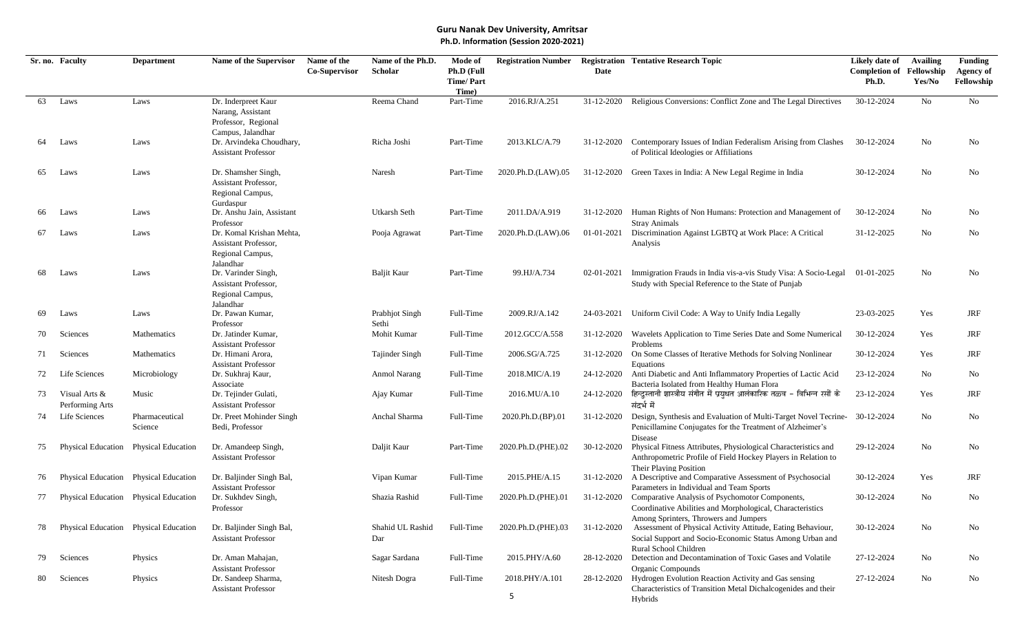**Guru Nanak Dev University, Amritsar**
**Ph.D. Information (Session 2020-2021)**

| Sr. no. | Faculty | Department | Name of the Supervisor | Name of the Co-Supervisor | Name of the Ph.D. Scholar | Mode of Ph.D (Full Time/ Part Time) | Registration Number | Registration Date | Tentative Research Topic | Likely date of Completion of Ph.D. | Availing Fellowship Yes/No | Funding Agency of Fellowship |
|---|---|---|---|---|---|---|---|---|---|---|---|---|
| 63 | Laws | Laws | Dr. Inderpreet Kaur Narang, Assistant Professor, Regional Campus, Jalandhar | | Reema Chand | Part-Time | 2016.RJ/A.251 | 31-12-2020 | Religious Conversions: Conflict Zone and The Legal Directives | 30-12-2024 | No | No |
| 64 | Laws | Laws | Dr. Arvindeka Choudhary, Assistant Professor | | Richa Joshi | Part-Time | 2013.KLC/A.79 | 31-12-2020 | Contemporary Issues of Indian Federalism Arising from Clashes of Political Ideologies or Affiliations | 30-12-2024 | No | No |
| 65 | Laws | Laws | Dr. Shamsher Singh, Assistant Professor, Regional Campus, Gurdaspur | | Naresh | Part-Time | 2020.Ph.D.(LAW).05 | 31-12-2020 | Green Taxes in India: A New Legal Regime in India | 30-12-2024 | No | No |
| 66 | Laws | Laws | Dr. Anshu Jain, Assistant Professor | | Utkarsh Seth | Part-Time | 2011.DA/A.919 | 31-12-2020 | Human Rights of Non Humans: Protection and Management of Stray Animals | 30-12-2024 | No | No |
| 67 | Laws | Laws | Dr. Komal Krishan Mehta, Assistant Professor, Regional Campus, Jalandhar | | Pooja Agrawat | Part-Time | 2020.Ph.D.(LAW).06 | 01-01-2021 | Discrimination Against LGBTQ at Work Place: A Critical Analysis | 31-12-2025 | No | No |
| 68 | Laws | Laws | Dr. Varinder Singh, Assistant Professor, Regional Campus, Jalandhar | | Baljit Kaur | Part-Time | 99.HJ/A.734 | 02-01-2021 | Immigration Frauds in India vis-a-vis Study Visa: A Socio-Legal Study with Special Reference to the State of Punjab | 01-01-2025 | No | No |
| 69 | Laws | Laws | Dr. Pawan Kumar, Professor | | Prabhjot Singh Sethi | Full-Time | 2009.RJ/A.142 | 24-03-2021 | Uniform Civil Code: A Way to Unify India Legally | 23-03-2025 | Yes | JRF |
| 70 | Sciences | Mathematics | Dr. Jatinder Kumar, Assistant Professor | | Mohit Kumar | Full-Time | 2012.GCC/A.558 | 31-12-2020 | Wavelets Application to Time Series Date and Some Numerical Problems | 30-12-2024 | Yes | JRF |
| 71 | Sciences | Mathematics | Dr. Himani Arora, Assistant Professor | | Tajinder Singh | Full-Time | 2006.SG/A.725 | 31-12-2020 | On Some Classes of Iterative Methods for Solving Nonlinear Equations | 30-12-2024 | Yes | JRF |
| 72 | Life Sciences | Microbiology | Dr. Sukhraj Kaur, Associate | | Anmol Narang | Full-Time | 2018.MIC/A.19 | 24-12-2020 | Anti Diabetic and Anti Inflammatory Properties of Lactic Acid Bacteria Isolated from Healthy Human Flora | 23-12-2024 | No | No |
| 73 | Visual Arts & Performing Arts | Music | Dr. Tejinder Gulati, Assistant Professor | | Ajay Kumar | Full-Time | 2016.MU/A.10 | 24-12-2020 | हिन्दुस्तानी शास्त्रीय संगीत में प्रयुक्त आलंकारिक तत्व – विभिन्न रसों के संदर्भ में | 23-12-2024 | Yes | JRF |
| 74 | Life Sciences | Pharmaceutical Science | Dr. Preet Mohinder Singh Bedi, Professor | | Anchal Sharma | Full-Time | 2020.Ph.D.(BP).01 | 31-12-2020 | Design, Synthesis and Evaluation of Multi-Target Novel Tecrine-Penicillamine Conjugates for the Treatment of Alzheimer's Disease | 30-12-2024 | No | No |
| 75 | Physical Education | Physical Education | Dr. Amandeep Singh, Assistant Professor | | Daljit Kaur | Part-Time | 2020.Ph.D.(PHE).02 | 30-12-2020 | Physical Fitness Attributes, Physiological Characteristics and Anthropometric Profile of Field Hockey Players in Relation to Their Playing Position | 29-12-2024 | No | No |
| 76 | Physical Education | Physical Education | Dr. Baljinder Singh Bal, Assistant Professor | | Vipan Kumar | Full-Time | 2015.PHE/A.15 | 31-12-2020 | A Descriptive and Comparative Assessment of Psychosocial Parameters in Individual and Team Sports | 30-12-2024 | Yes | JRF |
| 77 | Physical Education | Physical Education | Dr. Sukhdev Singh, Professor | | Shazia Rashid | Full-Time | 2020.Ph.D.(PHE).01 | 31-12-2020 | Comparative Analysis of Psychomotor Components, Coordinative Abilities and Morphological, Characteristics Among Sprinters, Throwers and Jumpers | 30-12-2024 | No | No |
| 78 | Physical Education | Physical Education | Dr. Baljinder Singh Bal, Assistant Professor | | Shahid UL Rashid Dar | Full-Time | 2020.Ph.D.(PHE).03 | 31-12-2020 | Assessment of Physical Activity Attitude, Eating Behaviour, Social Support and Socio-Economic Status Among Urban and Rural School Children | 30-12-2024 | No | No |
| 79 | Sciences | Physics | Dr. Aman Mahajan, Assistant Professor | | Sagar Sardana | Full-Time | 2015.PHY/A.60 | 28-12-2020 | Detection and Decontamination of Toxic Gases and Volatile Organic Compounds | 27-12-2024 | No | No |
| 80 | Sciences | Physics | Dr. Sandeep Sharma, Assistant Professor | | Nitesh Dogra | Full-Time | 2018.PHY/A.101 | 28-12-2020 | Hydrogen Evolution Reaction Activity and Gas sensing Characteristics of Transition Metal Dichalcogenides and their Hybrids | 27-12-2024 | No | No |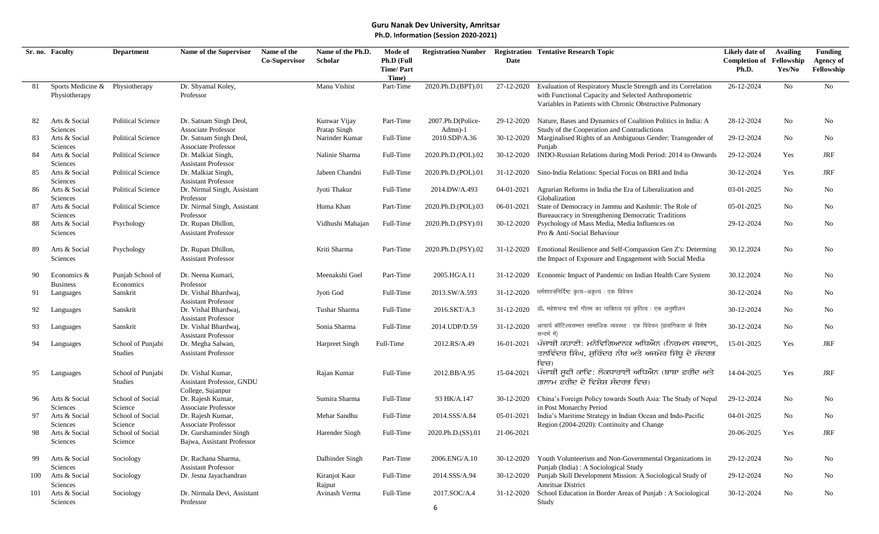# Guru Nanak Dev University, Amritsar

## Ph.D. Information (Session 2020-2021)

| Sr. no. | Faculty | Department | Name of the Supervisor | Name of the Co-Supervisor | Name of the Ph.D. Scholar | Mode of Ph.D (Full Time/ Part Time) | Registration Number | Registration Date | Tentative Research Topic | Likely date of Completion of Ph.D. | Availing Fellowship Yes/No | Funding Agency of Fellowship |
|---|---|---|---|---|---|---|---|---|---|---|---|---|
| 81 | Sports Medicine & Physiotherapy | Physiotherapy | Dr. Shyamal Koley, Professor | | Manu Vishist | Part-Time | 2020.Ph.D.(BPT).01 | 27-12-2020 | Evaluation of Respiratory Muscle Strength and its Correlation with Functional Capacity and Selected Anthropometric Variables in Patients with Chronic Obstructive Pulmonary | 26-12-2024 | No | No |
| 82 | Arts & Social Sciences | Political Science | Dr. Satnam Singh Deol, Associate Professor | | Kunwar Vijay Pratap Singh | Part-Time | 2007.Ph.D(Police-Admn)-1 | 29-12-2020 | Nature, Bases and Dynamics of Coalition Politics in India: A Study of the Cooperation and Contradictions | 28-12-2024 | No | No |
| 83 | Arts & Social Sciences | Political Science | Dr. Satnam Singh Deol, Associate Professor | | Narinder Kumar | Full-Time | 2010.SDP/A.36 | 30-12-2020 | Marginalised Rights of an Ambiguous Gender: Transgender of Punjab | 29-12-2024 | No | No |
| 84 | Arts & Social Sciences | Political Science | Dr. Malkiat Singh, Assistant Professor | | Nalinie Sharma | Full-Time | 2020.Ph.D.(POL).02 | 30-12-2020 | INDO-Russian Relations during Modi Period: 2014 to Onwards | 29-12-2024 | Yes | JRF |
| 85 | Arts & Social Sciences | Political Science | Dr. Malkiat Singh, Assistant Professor | | Jabeen Chandni | Full-Time | 2020.Ph.D.(POL).01 | 31-12-2020 | Sino-India Relations: Special Focus on BRI and India | 30-12-2024 | Yes | JRF |
| 86 | Arts & Social Sciences | Political Science | Dr. Nirmal Singh, Assistant Professor | | Jyoti Thakur | Full-Time | 2014.DW/A.493 | 04-01-2021 | Agrarian Reforms in India the Era of Liberalization and Globalization | 03-01-2025 | No | No |
| 87 | Arts & Social Sciences | Political Science | Dr. Nirmal Singh, Assistant Professor | | Huma Khan | Part-Time | 2020.Ph.D.(POL).03 | 06-01-2021 | State of Democracy in Jammu and Kashmir: The Role of Bureaucracy in Strengthening Democratic Traditions | 05-01-2025 | No | No |
| 88 | Arts & Social Sciences | Psychology | Dr. Rupan Dhillon, Assistant Professor | | Vidhushi Mahajan | Full-Time | 2020.Ph.D.(PSY).01 | 30-12-2020 | Psychology of Mass Media, Media Influences on Pro & Anti-Social Behaviour | 29-12-2024 | No | No |
| 89 | Arts & Social Sciences | Psychology | Dr. Rupan Dhillon, Assistant Professor | | Kriti Sharma | Part-Time | 2020.Ph.D.(PSY).02 | 31-12-2020 | Emotional Resilience and Self-Compassion Gen Z's: Determing the Impact of Exposure and Engagement with Social Media | 30.12.2024 | No | No |
| 90 | Economics & Business | Punjab School of Economics | Dr. Neena Kumari, Professor | | Meenakshi Goel | Part-Time | 2005.HG/A.11 | 31-12-2020 | Economic Impact of Pandemic on Indian Health Care System | 30.12.2024 | No | No |
| 91 | Languages | Sanskrit | Dr. Vishal Bhardwaj, Assistant Professor | | Jyoti God | Full-Time | 2013.SW/A.593 | 31-12-2020 | धर्मशास्त्रनिर्दिष्ट कृत्य–अकृत्य : एक विवेचन | 30-12-2024 | No | No |
| 92 | Languages | Sanskrit | Dr. Vishal Bhardwaj, Assistant Professor | | Tushar Sharma | Full-Time | 2016.SKT/A.3 | 31-12-2020 | डॉ. महेशचन्द्र शर्मा गौतम का व्यक्तित्व एवं कृतित्व : एक अनुशीलन | 30-12-2024 | No | No |
| 93 | Languages | Sanskrit | Dr. Vishal Bhardwaj, Assistant Professor | | Sonia Sharma | Full-Time | 2014.UDP/D.59 | 31-12-2020 | आचार्य कौटिल्यसम्मत सामाजिक व्यवस्था : एक विवेचन (प्रासंगिकता के विशेष सन्दर्भ में) | 30-12-2024 | No | No |
| 94 | Languages | School of Punjabi Studies | Dr. Megha Salwan, Assistant Professor | | Harpreet Singh | Full-Time | 2012.RS/A.49 | 16-01-2021 | ਪੰਜਾਬੀ ਕਹਾਣੀ: ਮਨੋਵਿਗਿਆਨਕ ਅਧਿਐਨ (ਨਿਰਮਲ ਜਸਵਾਲ, ਤਲਵਿੰਦਰ ਸਿੰਘ, ਸੁਰਿੰਦਰ ਨੀਰ ਅਤੇ ਅਜਮੇਰ ਸਿੱਧੂ ਦੇ ਸੰਦਰਭ ਵਿਚ) | 15-01-2025 | Yes | JRF |
| 95 | Languages | School of Punjabi Studies | Dr. Vishal Kumar, Assistant Professor, GNDU College, Sujanpur | | Rajan Kumar | Full-Time | 2012.BB/A.95 | 15-04-2021 | ਪੰਜਾਬੀ ਸੂਫੀ ਕਾਵਿ: ਲੋਕਧਾਰਾਈ ਅਧਿਐਨ (ਬਾਬਾ ਫ਼ਰੀਦ ਅਤੇ ਗ਼ੁਲਾਮ ਫ਼ਰੀਦ ਦੇ ਵਿਸ਼ੇਸ਼ ਸੰਦਰਭ ਵਿਚ) | 14-04-2025 | Yes | JRF |
| 96 | Arts & Social Sciences | School of Social Science | Dr. Rajesh Kumar, Associate Professor | | Sumira Sharma | Full-Time | 93 HK/A.147 | 30-12-2020 | China's Foreign Policy towards South Asia: The Study of Nepal in Post Monarchy Period | 29-12-2024 | No | No |
| 97 | Arts & Social Sciences | School of Social Science | Dr. Rajesh Kumar, Associate Professor | | Mehar Sandhu | Full-Time | 2014.SSS/A.84 | 05-01-2021 | India's Maritime Strategy in Indian Ocean and Indo-Pacific Region (2004-2020): Continuity and Change | 04-01-2025 | No | No |
| 98 | Arts & Social Sciences | School of Social Science | Dr. Gurshaminder Singh Bajwa, Assistant Professor | | Harender Singh | Full-Time | 2020.Ph.D.(SS).01 | 21-06-2021 | | 20-06-2025 | Yes | JRF |
| 99 | Arts & Social Sciences | Sociology | Dr. Rachana Sharma, Assistant Professor | | Dalbinder Singh | Part-Time | 2006.ENG/A.10 | 30-12-2020 | Youth Volunteerism and Non-Governmental Organizations in Punjab (India) : A Sociological Study | 29-12-2024 | No | No |
| 100 | Arts & Social Sciences | Sociology | Dr. Jesna Jayachandran | | Kiranjot Kaur Rajput | Full-Time | 2014.SSS/A.94 | 30-12-2020 | Punjab Skill Development Mission: A Sociological Study of Amritsar District | 29-12-2024 | No | No |
| 101 | Arts & Social Sciences | Sociology | Dr. Nirmala Devi, Assistant Professor | | Avinash Verma | Full-Time | 2017.SOC/A.4 | 31-12-2020 | School Education in Border Areas of Punjab : A Sociological Study | 30-12-2024 | No | No |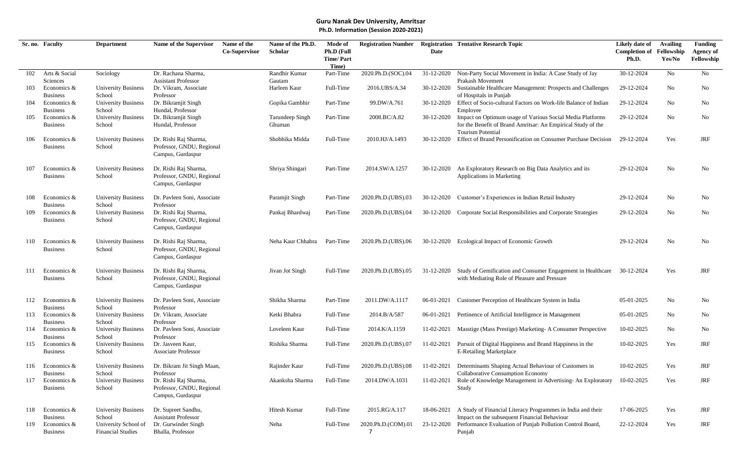**Guru Nanak Dev University, Amritsar**
**Ph.D. Information (Session 2020-2021)**

| Sr. no. | Faculty | Department | Name of the Supervisor | Name of the Co-Supervisor | Name of the Ph.D. Scholar | Mode of Ph.D (Full Time/ Part Time) | Registration Number | Registration Date | Tentative Research Topic | Likely date of Completion of Ph.D. | Availing Fellowship Yes/No | Funding Agency of Fellowship |
|---|---|---|---|---|---|---|---|---|---|---|---|---|
| 102 | Arts & Social Sciences | Sociology | Dr. Rachana Sharma, Assistant Professor | | Randhir Kumar Gautam | Part-Time | 2020.Ph.D.(SOC).04 | 31-12-2020 | Non-Party Social Movement in India: A Case Study of Jay Prakash Movement | 30-12-2024 | No | No |
| 103 | Economics & Business | University Business School | Dr. Vikram, Associate Professor | | Harleen Kaur | Full-Time | 2016.UBS/A.34 | 30-12-2020 | Sustainable Healthcare Management: Prospects and Challenges of Hospitals in Punjab | 29-12-2024 | No | No |
| 104 | Economics & Business | University Business School | Dr. Bikramjit Singh Hundal, Professor | | Gopika Gambhir | Part-Time | 99.DW/A.761 | 30-12-2020 | Effect of Socio-cultural Factors on Work-life Balance of Indian Employee | 29-12-2024 | No | No |
| 105 | Economics & Business | University Business School | Dr. Bikramjit Singh Hundal, Professor | | Tarundeep Singh Ghuman | Part-Time | 2008.BC/A.82 | 30-12-2020 | Impact on Optimum usage of Various Social Media Platforms for the Benefit of Brand Amritsar: An Empirical Study of the Tourism Potential | 29-12-2024 | No | No |
| 106 | Economics & Business | University Business School | Dr. Rishi Raj Sharma, Professor, GNDU, Regional Campus, Gurdaspur | | Shobhika Midda | Full-Time | 2010.HJ/A.1493 | 30-12-2020 | Effect of Brand Personification on Consumer Purchase Decision | 29-12-2024 | Yes | JRF |
| 107 | Economics & Business | University Business School | Dr. Rishi Raj Sharma, Professor, GNDU, Regional Campus, Gurdaspur | | Shriya Shingari | Part-Time | 2014.SW/A.1257 | 30-12-2020 | An Exploratory Research on Big Data Analytics and its Applications in Marketing | 29-12-2024 | No | No |
| 108 | Economics & Business | University Business School | Dr. Pavleen Soni, Associate Professor | | Paramjit Singh | Part-Time | 2020.Ph.D.(UBS).03 | 30-12-2020 | Customer's Experiences in Indian Retail Industry | 29-12-2024 | No | No |
| 109 | Economics & Business | University Business School | Dr. Rishi Raj Sharma, Professor, GNDU, Regional Campus, Gurdaspur | | Pankaj Bhardwaj | Part-Time | 2020.Ph.D.(UBS).04 | 30-12-2020 | Corporate Social Responsibilities and Corporate Strategies | 29-12-2024 | No | No |
| 110 | Economics & Business | University Business School | Dr. Rishi Raj Sharma, Professor, GNDU, Regional Campus, Gurdaspur | | Neha Kaur Chhabra | Part-Time | 2020.Ph.D.(UBS).06 | 30-12-2020 | Ecological Impact of Economic Growth | 29-12-2024 | No | No |
| 111 | Economics & Business | University Business School | Dr. Rishi Raj Sharma, Professor, GNDU, Regional Campus, Gurdaspur | | Jivan Jot Singh | Full-Time | 2020.Ph.D.(UBS).05 | 31-12-2020 | Study of Gemification and Consumer Engagement in Healthcare with Mediating Role of Pleasure and Pressure | 30-12-2024 | Yes | JRF |
| 112 | Economics & Business | University Business School | Dr. Pavleen Soni, Associate Professor | | Shikha Sharma | Part-Time | 2011.DW/A.1117 | 06-01-2021 | Customer Perception of Healthcare System in India | 05-01-2025 | No | No |
| 113 | Economics & Business | University Business School | Dr. Vikram, Associate Professor | | Ketki Bhabra | Full-Time | 2014.B/A/587 | 06-01-2021 | Pertinence of Artificial Intelligence in Management | 05-01-2025 | No | No |
| 114 | Economics & Business | University Business School | Dr. Pavleen Soni, Associate Professor | | Loveleen Kaur | Full-Time | 2014.K/A.1159 | 11-02-2021 | Masstige (Mass Prestige) Marketing- A Consumer Perspective | 10-02-2025 | No | No |
| 115 | Economics & Business | University Business School | Dr. Jasveen Kaur, Associate Professor | | Rishika Sharma | Full-Time | 2020.Ph.D.(UBS).07 | 11-02-2021 | Pursuit of Digital Happiness and Brand Happiness in the E-Retailing Marketplace | 10-02-2025 | Yes | JRF |
| 116 | Economics & Business | University Business School | Dr. Bikram Jit Singh Maan, Professor | | Rajinder Kaur | Full-Time | 2020.Ph.D.(UBS).08 | 11-02-2021 | Determinants Shaping Actual Behaviour of Customers in Collaborative Consumption Economy | 10-02-2025 | Yes | JRF |
| 117 | Economics & Business | University Business School | Dr. Rishi Raj Sharma, Professor, GNDU, Regional Campus, Gurdaspur | | Akanksha Sharma | Full-Time | 2014.DW/A.1031 | 11-02-2021 | Role of Knowledge Management in Advertising- An Exploratory Study | 10-02-2025 | Yes | JRF |
| 118 | Economics & Business | University Business School | Dr. Supreet Sandhu, Assistant Professor | | Hitesh Kumar | Full-Time | 2015.RG/A.117 | 18-06-2021 | A Study of Financial Literacy Programmes in India and their Impact on the subsequent Financial Behaviour | 17-06-2025 | Yes | JRF |
| 119 | Economics & Business | University School of Financial Studies | Dr. Gurwinder Singh Bhalla, Professor | | Neha | Full-Time | 2020.Ph.D.(COM).017 | 23-12-2020 | Performance Evaluation of Punjab Pollution Control Board, Punjab | 22-12-2024 | Yes | JRF |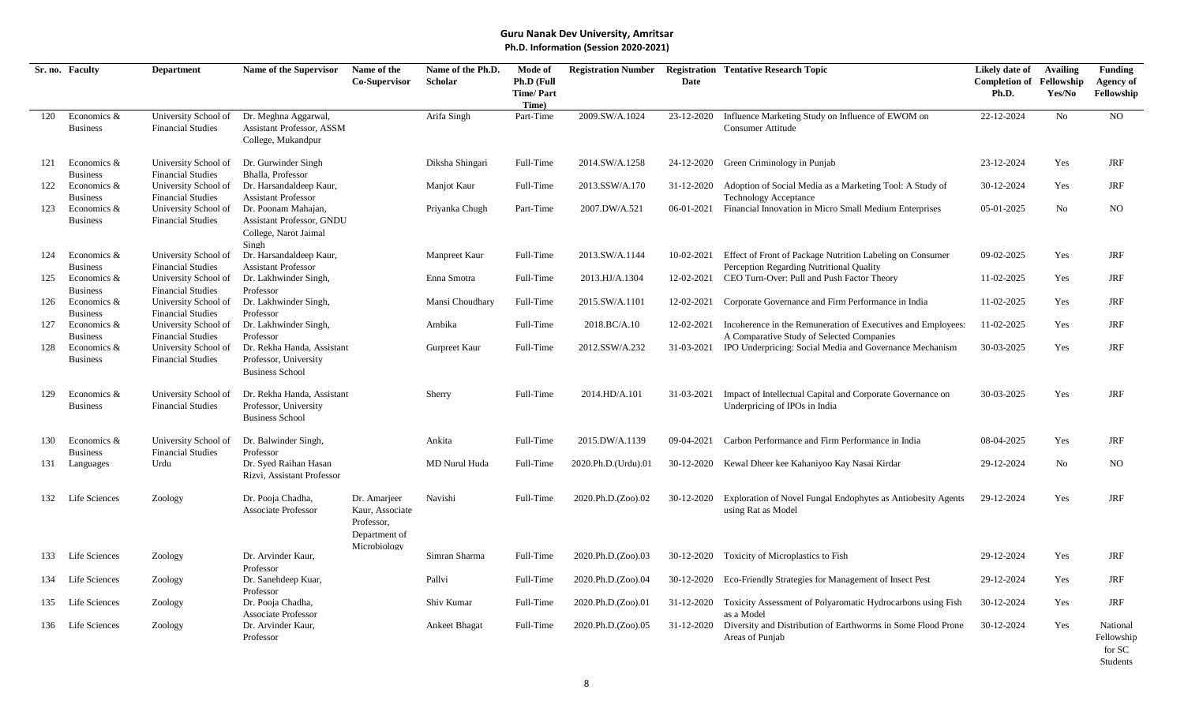**Guru Nanak Dev University, Amritsar**
**Ph.D. Information (Session 2020-2021)**

| Sr. no. | Faculty | Department | Name of the Supervisor | Name of the Co-Supervisor | Name of the Ph.D. Scholar | Mode of Ph.D (Full Time/ Part Time) | Registration Number | Registration Date | Tentative Research Topic | Likely date of Completion of Ph.D. | Availing Fellowship Yes/No | Funding Agency of Fellowship |
|---|---|---|---|---|---|---|---|---|---|---|---|---|
| 120 | Economics & Business | University School of Financial Studies | Dr. Meghna Aggarwal, Assistant Professor, ASSM College, Mukandpur | | Arifa Singh | Part-Time | 2009.SW/A.1024 | 23-12-2020 | Influence Marketing Study on Influence of EWOM on Consumer Attitude | 22-12-2024 | No | NO |
| 121 | Economics & Business | University School of Financial Studies | Dr. Gurwinder Singh Bhalla, Professor | | Diksha Shingari | Full-Time | 2014.SW/A.1258 | 24-12-2020 | Green Criminology in Punjab | 23-12-2024 | Yes | JRF |
| 122 | Economics & Business | University School of Financial Studies | Dr. Harsandaldeep Kaur, Assistant Professor | | Manjot Kaur | Full-Time | 2013.SSW/A.170 | 31-12-2020 | Adoption of Social Media as a Marketing Tool: A Study of Technology Acceptance | 30-12-2024 | Yes | JRF |
| 123 | Economics & Business | University School of Financial Studies | Dr. Poonam Mahajan, Assistant Professor, GNDU College, Narot Jaimal Singh | | Priyanka Chugh | Part-Time | 2007.DW/A.521 | 06-01-2021 | Financial Innovation in Micro Small Medium Enterprises | 05-01-2025 | No | NO |
| 124 | Economics & Business | University School of Financial Studies | Dr. Harsandaldeep Kaur, Assistant Professor | | Manpreet Kaur | Full-Time | 2013.SW/A.1144 | 10-02-2021 | Effect of Front of Package Nutrition Labeling on Consumer Perception Regarding Nutritional Quality | 09-02-2025 | Yes | JRF |
| 125 | Economics & Business | University School of Financial Studies | Dr. Lakhwinder Singh, Professor | | Enna Smotra | Full-Time | 2013.HJ/A.1304 | 12-02-2021 | CEO Turn-Over: Pull and Push Factor Theory | 11-02-2025 | Yes | JRF |
| 126 | Economics & Business | University School of Financial Studies | Dr. Lakhwinder Singh, Professor | | Mansi Choudhary | Full-Time | 2015.SW/A.1101 | 12-02-2021 | Corporate Governance and Firm Performance in India | 11-02-2025 | Yes | JRF |
| 127 | Economics & Business | University School of Financial Studies | Dr. Lakhwinder Singh, Professor | | Ambika | Full-Time | 2018.BC/A.10 | 12-02-2021 | Incoherence in the Remuneration of Executives and Employees: A Comparative Study of Selected Companies | 11-02-2025 | Yes | JRF |
| 128 | Economics & Business | University School of Financial Studies | Dr. Rekha Handa, Assistant Professor, University Business School | | Gurpreet Kaur | Full-Time | 2012.SSW/A.232 | 31-03-2021 | IPO Underpricing: Social Media and Governance Mechanism | 30-03-2025 | Yes | JRF |
| 129 | Economics & Business | University School of Financial Studies | Dr. Rekha Handa, Assistant Professor, University Business School | | Sherry | Full-Time | 2014.HD/A.101 | 31-03-2021 | Impact of Intellectual Capital and Corporate Governance on Underpricing of IPOs in India | 30-03-2025 | Yes | JRF |
| 130 | Economics & Business | University School of Financial Studies | Dr. Balwinder Singh, Professor | | Ankita | Full-Time | 2015.DW/A.1139 | 09-04-2021 | Carbon Performance and Firm Performance in India | 08-04-2025 | Yes | JRF |
| 131 | Languages | Urdu | Dr. Syed Raihan Hasan Rizvi, Assistant Professor | | MD Nurul Huda | Full-Time | 2020.Ph.D.(Urdu).01 | 30-12-2020 | Kewal Dheer kee Kahaniyoo Kay Nasai Kirdar | 29-12-2024 | No | NO |
| 132 | Life Sciences | Zoology | Dr. Pooja Chadha, Associate Professor | Dr. Amarjeer Kaur, Associate Professor, Department of Microbiology | Navishi | Full-Time | 2020.Ph.D.(Zoo).02 | 30-12-2020 | Exploration of Novel Fungal Endophytes as Antiobesity Agents using Rat as Model | 29-12-2024 | Yes | JRF |
| 133 | Life Sciences | Zoology | Dr. Arvinder Kaur, Professor | | Simran Sharma | Full-Time | 2020.Ph.D.(Zoo).03 | 30-12-2020 | Toxicity of Microplastics to Fish | 29-12-2024 | Yes | JRF |
| 134 | Life Sciences | Zoology | Dr. Sanehdeep Kuar, Professor | | Pallvi | Full-Time | 2020.Ph.D.(Zoo).04 | 30-12-2020 | Eco-Friendly Strategies for Management of Insect Pest | 29-12-2024 | Yes | JRF |
| 135 | Life Sciences | Zoology | Dr. Pooja Chadha, Associate Professor | | Shiv Kumar | Full-Time | 2020.Ph.D.(Zoo).01 | 31-12-2020 | Toxicity Assessment of Polyaromatic Hydrocarbons using Fish as a Model | 30-12-2024 | Yes | JRF |
| 136 | Life Sciences | Zoology | Dr. Arvinder Kaur, Professor | | Ankeet Bhagat | Full-Time | 2020.Ph.D.(Zoo).05 | 31-12-2020 | Diversity and Distribution of Earthworms in Some Flood Prone Areas of Punjab | 30-12-2024 | Yes | National Fellowship for SC Students |